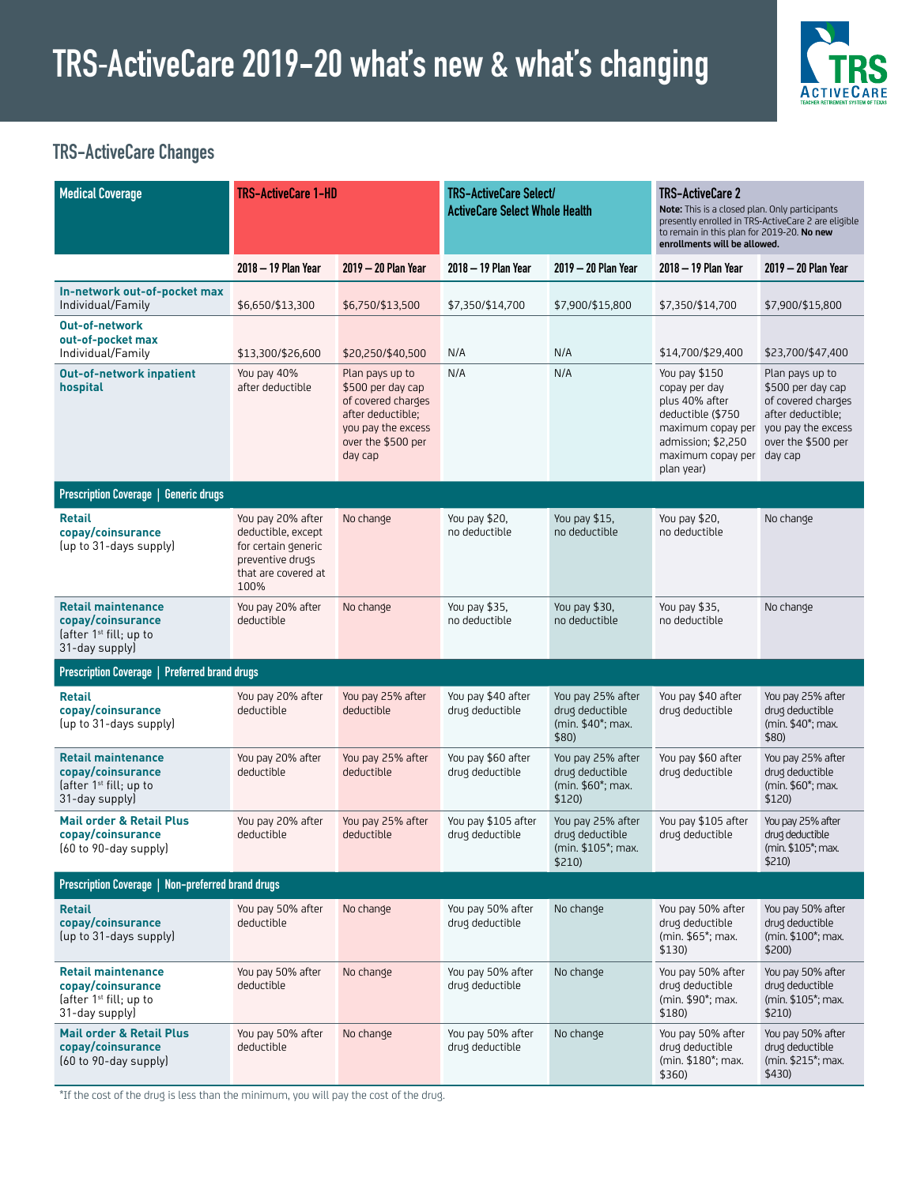# TRS-ActiveCare 2019-20 what's new & what's changing

## TRS-ActiveCare Changes

| Medical Coverage | TRS-ActiveCare 1-HD | | TRS-ActiveCare Select/ ActiveCare Select Whole Health | | TRS-ActiveCare 2 **Note:** This is a closed plan. Only participants presently enrolled in TRS-ActiveCare 2 are eligible to remain in this plan for 2019-20. **No new enrollments will be allowed.** | |
|---|---|---|---|---|---|---|
| | 2018 – 19 Plan Year | 2019 – 20 Plan Year | 2018 – 19 Plan Year | 2019 – 20 Plan Year | 2018 – 19 Plan Year | 2019 – 20 Plan Year |
| **In-network out-of-pocket max** Individual/Family | $6,650/$13,300 | $6,750/$13,500 | $7,350/$14,700 | $7,900/$15,800 | $7,350/$14,700 | $7,900/$15,800 |
| **Out-of-network out-of-pocket max** Individual/Family | $13,300/$26,600 | $20,250/$40,500 | N/A | N/A | $14,700/$29,400 | $23,700/$47,400 |
| **Out-of-network inpatient hospital** | You pay 40% after deductible | Plan pays up to $500 per day cap of covered charges after deductible; you pay the excess over the $500 per day cap | N/A | N/A | You pay $150 copay per day plus 40% after deductible ($750 maximum copay per admission; $2,250 maximum copay per plan year) | Plan pays up to $500 per day cap of covered charges after deductible; you pay the excess over the $500 per day cap |
| **Prescription Coverage \| Generic drugs** | | | | | | |
| **Retail copay/coinsurance** (up to 31-days supply) | You pay 20% after deductible, except for certain generic preventive drugs that are covered at 100% | No change | You pay $20, no deductible | You pay $15, no deductible | You pay $20, no deductible | No change |
| **Retail maintenance copay/coinsurance** (after 1st fill; up to 31-day supply) | You pay 20% after deductible | No change | You pay $35, no deductible | You pay $30, no deductible | You pay $35, no deductible | No change |
| **Prescription Coverage \| Preferred brand drugs** | | | | | | |
| **Retail copay/coinsurance** (up to 31-days supply) | You pay 20% after deductible | You pay 25% after deductible | You pay $40 after drug deductible | You pay 25% after drug deductible (min. $40*; max. $80) | You pay $40 after drug deductible | You pay 25% after drug deductible (min. $40*; max. $80) |
| **Retail maintenance copay/coinsurance** (after 1st fill; up to 31-day supply) | You pay 20% after deductible | You pay 25% after deductible | You pay $60 after drug deductible | You pay 25% after drug deductible (min. $60*; max. $120) | You pay $60 after drug deductible | You pay 25% after drug deductible (min. $60*; max. $120) |
| **Mail order & Retail Plus copay/coinsurance** (60 to 90-day supply) | You pay 20% after deductible | You pay 25% after deductible | You pay $105 after drug deductible | You pay 25% after drug deductible (min. $105*; max. $210) | You pay $105 after drug deductible | You pay 25% after drug deductible (min. $105*; max. $210) |
| **Prescription Coverage \| Non-preferred brand drugs** | | | | | | |
| **Retail copay/coinsurance** (up to 31-days supply) | You pay 50% after deductible | No change | You pay 50% after drug deductible | No change | You pay 50% after drug deductible (min. $65*; max. $130) | You pay 50% after drug deductible (min. $100*; max. $200) |
| **Retail maintenance copay/coinsurance** (after 1st fill; up to 31-day supply) | You pay 50% after deductible | No change | You pay 50% after drug deductible | No change | You pay 50% after drug deductible (min. $90*; max. $180) | You pay 50% after drug deductible (min. $105*; max. $210) |
| **Mail order & Retail Plus copay/coinsurance** (60 to 90-day supply) | You pay 50% after deductible | No change | You pay 50% after drug deductible | No change | You pay 50% after drug deductible (min. $180*; max. $360) | You pay 50% after drug deductible (min. $215*; max. $430) |

*If the cost of the drug is less than the minimum, you will pay the cost of the drug.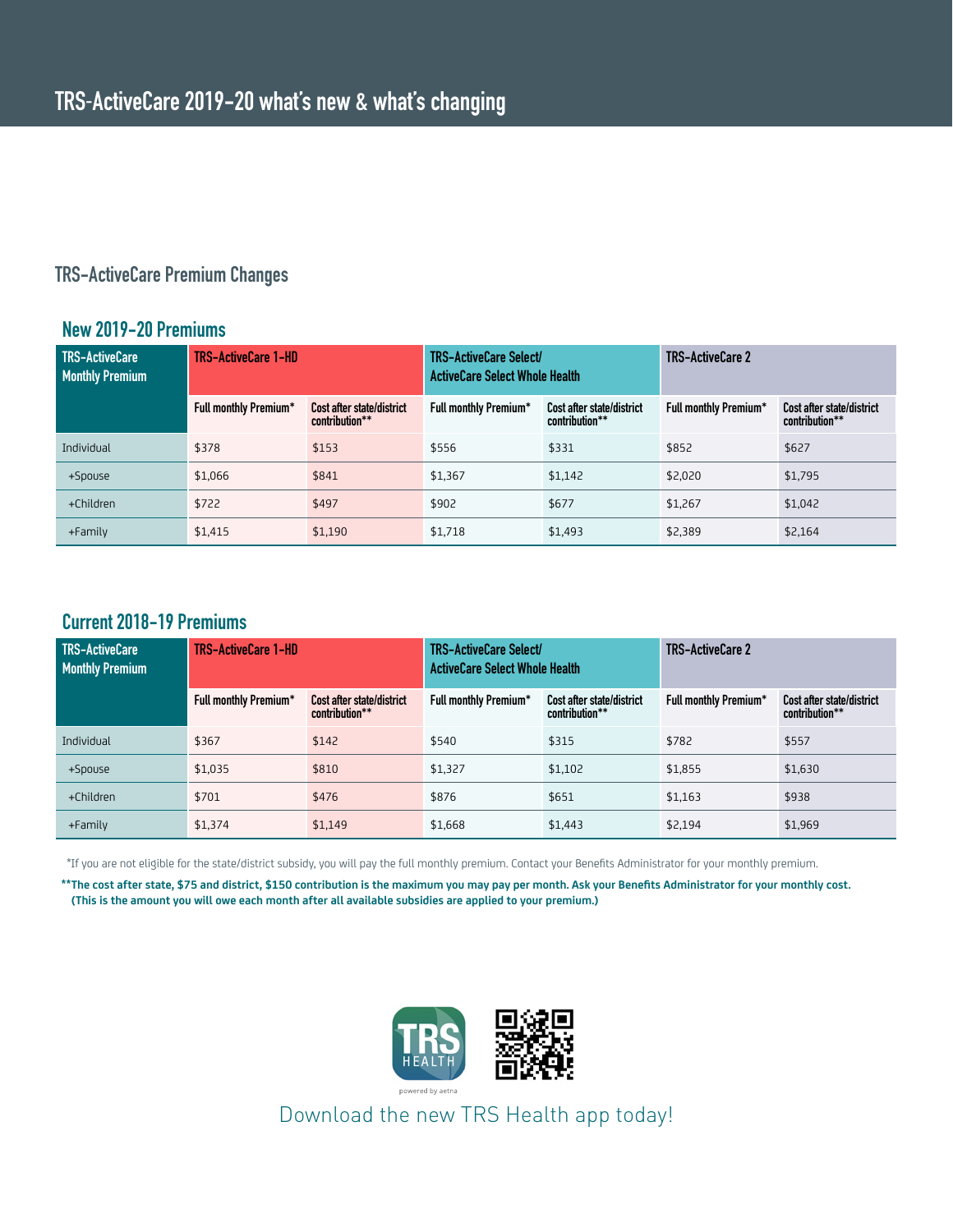# TRS-ActiveCare 2019-20 what's new & what's changing

## TRS-ActiveCare Premium Changes

### New 2019-20 Premiums

| TRS-ActiveCare Monthly Premium | TRS-ActiveCare 1-HD | | TRS-ActiveCare Select/ ActiveCare Select Whole Health | | TRS-ActiveCare 2 | |
|---|---|---|---|---|---|---|
| | Full monthly Premium* | Cost after state/district contribution** | Full monthly Premium* | Cost after state/district contribution** | Full monthly Premium* | Cost after state/district contribution** |
| Individual | $378 | $153 | $556 | $331 | $852 | $627 |
| +Spouse | $1,066 | $841 | $1,367 | $1,142 | $2,020 | $1,795 |
| +Children | $722 | $497 | $902 | $677 | $1,267 | $1,042 |
| +Family | $1,415 | $1,190 | $1,718 | $1,493 | $2,389 | $2,164 |

### Current 2018-19 Premiums

| TRS-ActiveCare Monthly Premium | TRS-ActiveCare 1-HD | | TRS-ActiveCare Select/ ActiveCare Select Whole Health | | TRS-ActiveCare 2 | |
|---|---|---|---|---|---|---|
| | Full monthly Premium* | Cost after state/district contribution** | Full monthly Premium* | Cost after state/district contribution** | Full monthly Premium* | Cost after state/district contribution** |
| Individual | $367 | $142 | $540 | $315 | $782 | $557 |
| +Spouse | $1,035 | $810 | $1,327 | $1,102 | $1,855 | $1,630 |
| +Children | $701 | $476 | $876 | $651 | $1,163 | $938 |
| +Family | $1,374 | $1,149 | $1,668 | $1,443 | $2,194 | $1,969 |

*If you are not eligible for the state/district subsidy, you will pay the full monthly premium. Contact your Benefits Administrator for your monthly premium.

****The cost after state, $75 and district, $150 contribution is the maximum you may pay per month. Ask your Benefits Administrator for your monthly cost. (This is the amount you will owe each month after all available subsidies are applied to your premium.)**

TRS HEALTH powered by aetna

Download the new TRS Health app today!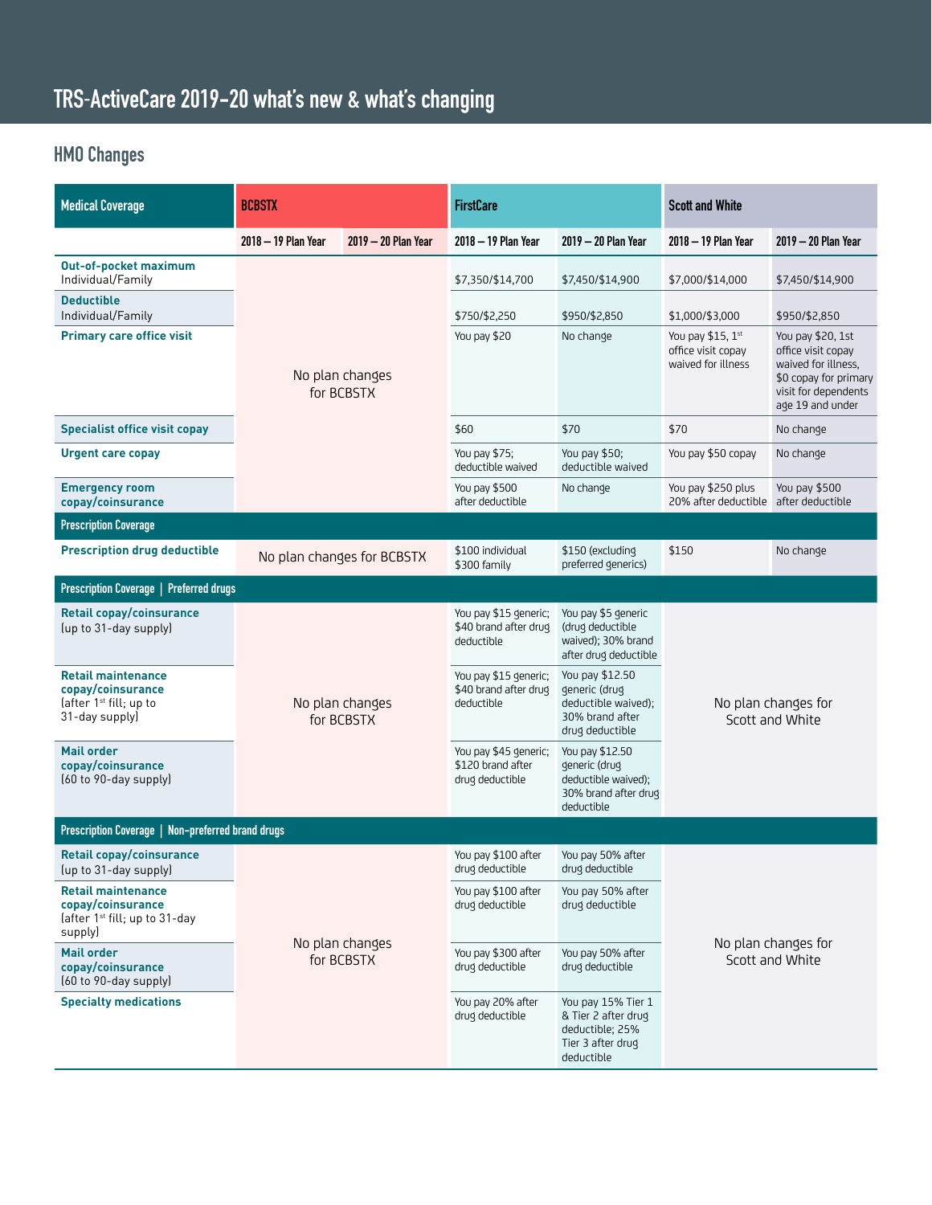# TRS-ActiveCare 2019-20 what's new & what's changing

## HMO Changes

| Medical Coverage | BCBSTX | | FirstCare | | Scott and White | |
|---|---|---|---|---|---|---|
| | 2018 – 19 Plan Year | 2019 – 20 Plan Year | 2018 – 19 Plan Year | 2019 – 20 Plan Year | 2018 – 19 Plan Year | 2019 – 20 Plan Year |
| **Out-of-pocket maximum** Individual/Family | No plan changes for BCBSTX | | $7,350/$14,700 | $7,450/$14,900 | $7,000/$14,000 | $7,450/$14,900 |
| **Deductible** Individual/Family | | | $750/$2,250 | $950/$2,850 | $1,000/$3,000 | $950/$2,850 |
| **Primary care office visit** | | | You pay $20 | No change | You pay $15, 1st office visit copay waived for illness | You pay $20, 1st office visit copay waived for illness, $0 copay for primary visit for dependents age 19 and under |
| **Specialist office visit copay** | | | $60 | $70 | $70 | No change |
| **Urgent care copay** | | | You pay $75; deductible waived | You pay $50; deductible waived | You pay $50 copay | No change |
| **Emergency room copay/coinsurance** | | | You pay $500 after deductible | No change | You pay $250 plus 20% after deductible | You pay $500 after deductible |
| **Prescription Coverage** | | | | | | |
| **Prescription drug deductible** | No plan changes for BCBSTX | | $100 individual $300 family | $150 (excluding preferred generics) | $150 | No change |
| **Prescription Coverage \| Preferred drugs** | | | | | | |
| **Retail copay/coinsurance** (up to 31-day supply) | No plan changes for BCBSTX | | You pay $15 generic; $40 brand after drug deductible | You pay $5 generic (drug deductible waived); 30% brand after drug deductible | No plan changes for Scott and White | |
| **Retail maintenance copay/coinsurance** (after 1st fill; up to 31-day supply) | | | You pay $15 generic; $40 brand after drug deductible | You pay $12.50 generic (drug deductible waived); 30% brand after drug deductible | | |
| **Mail order copay/coinsurance** (60 to 90-day supply) | | | You pay $45 generic; $120 brand after drug deductible | You pay $12.50 generic (drug deductible waived); 30% brand after drug deductible | | |
| **Prescription Coverage \| Non-preferred brand drugs** | | | | | | |
| **Retail copay/coinsurance** (up to 31-day supply) | No plan changes for BCBSTX | | You pay $100 after drug deductible | You pay 50% after drug deductible | No plan changes for Scott and White | |
| **Retail maintenance copay/coinsurance** (after 1st fill; up to 31-day supply) | | | You pay $100 after drug deductible | You pay 50% after drug deductible | | |
| **Mail order copay/coinsurance** (60 to 90-day supply) | | | You pay $300 after drug deductible | You pay 50% after drug deductible | | |
| **Specialty medications** | | | You pay 20% after drug deductible | You pay 15% Tier 1 & Tier 2 after drug deductible; 25% Tier 3 after drug deductible | | |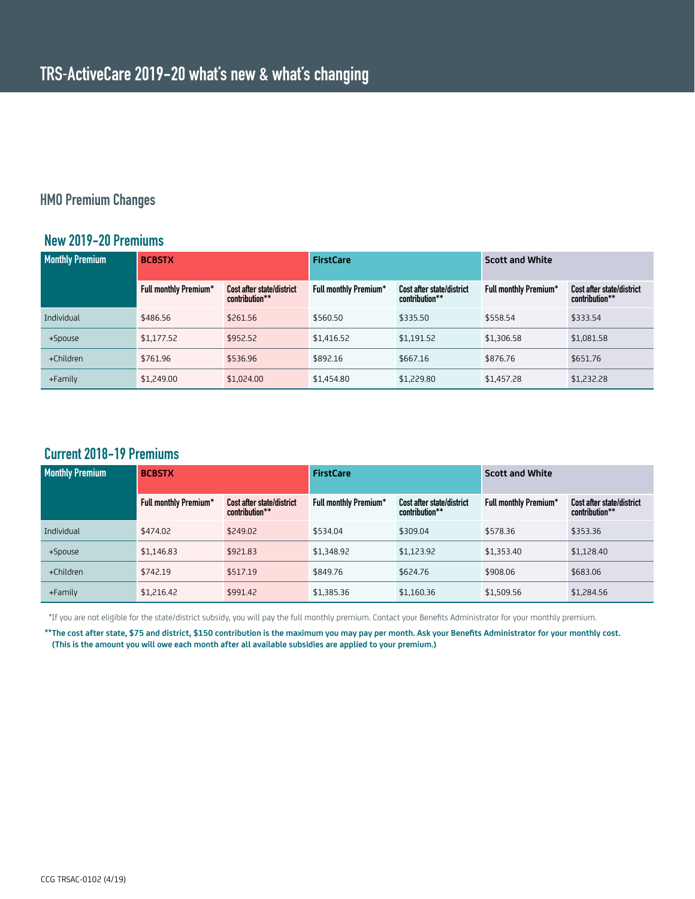# TRS-ActiveCare 2019-20 what's new & what's changing

## HMO Premium Changes

### New 2019-20 Premiums

| Monthly Premium | BCBSTX | | FirstCare | | Scott and White | |
|---|---|---|---|---|---|---|
| | Full monthly Premium* | Cost after state/district contribution** | Full monthly Premium* | Cost after state/district contribution** | Full monthly Premium* | Cost after state/district contribution** |
| Individual | $486.56 | $261.56 | $560.50 | $335.50 | $558.54 | $333.54 |
| +Spouse | $1,177.52 | $952.52 | $1,416.52 | $1,191.52 | $1,306.58 | $1,081.58 |
| +Children | $761.96 | $536.96 | $892.16 | $667.16 | $876.76 | $651.76 |
| +Family | $1,249.00 | $1,024.00 | $1,454.80 | $1,229.80 | $1,457.28 | $1,232.28 |

### Current 2018-19 Premiums

| Monthly Premium | BCBSTX | | FirstCare | | Scott and White | |
|---|---|---|---|---|---|---|
| | Full monthly Premium* | Cost after state/district contribution** | Full monthly Premium* | Cost after state/district contribution** | Full monthly Premium* | Cost after state/district contribution** |
| Individual | $474.02 | $249.02 | $534.04 | $309.04 | $578.36 | $353.36 |
| +Spouse | $1,146.83 | $921.83 | $1,348.92 | $1,123.92 | $1,353.40 | $1,128.40 |
| +Children | $742.19 | $517.19 | $849.76 | $624.76 | $908.06 | $683.06 |
| +Family | $1,216.42 | $991.42 | $1,385.36 | $1,160.36 | $1,509.56 | $1,284.56 |

*If you are not eligible for the state/district subsidy, you will pay the full monthly premium. Contact your Benefits Administrator for your monthly premium.

**\*\*The cost after state, $75 and district, $150 contribution is the maximum you may pay per month. Ask your Benefits Administrator for your monthly cost. (This is the amount you will owe each month after all available subsidies are applied to your premium.)**

CCG TRSAC-0102 (4/19)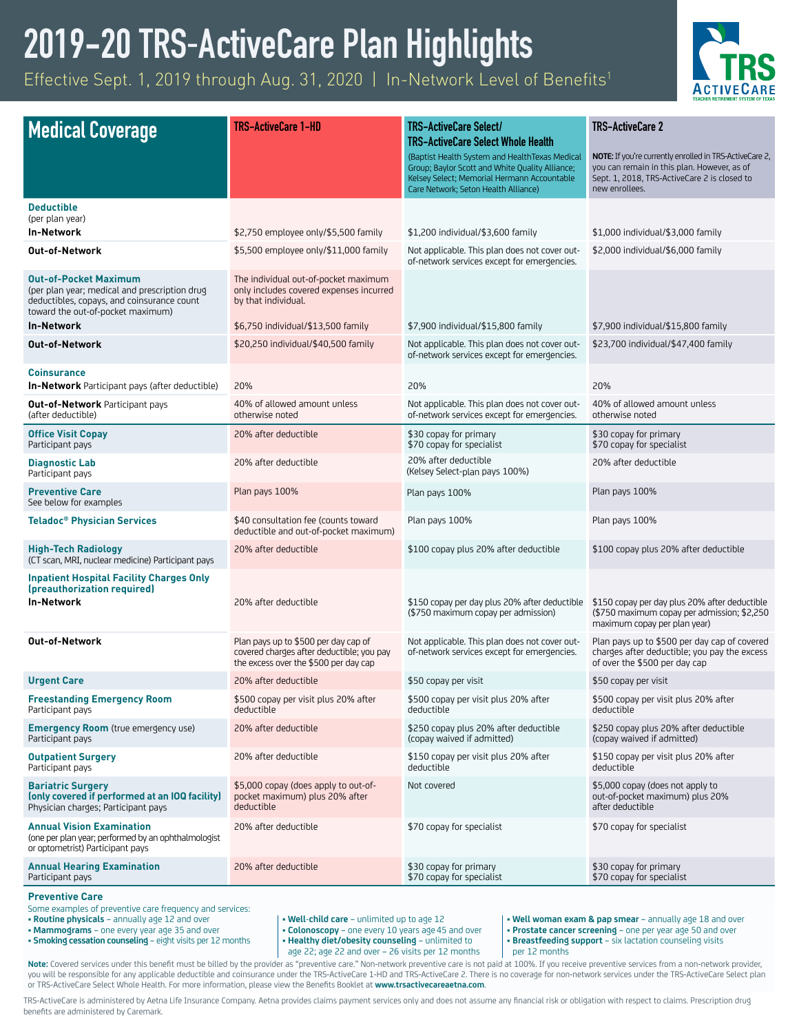# 2019–20 TRS-ActiveCare Plan Highlights

Effective Sept. 1, 2019 through Aug. 31, 2020 | In-Network Level of Benefits[1]

| Medical Coverage | TRS-ActiveCare 1-HD | TRS-ActiveCare Select/ TRS-ActiveCare Select Whole Health (Baptist Health System and HealthTexas Medical Group; Baylor Scott and White Quality Alliance; Kelsey Select; Memorial Hermann Accountable Care Network; Seton Health Alliance) | TRS-ActiveCare 2 **NOTE:** If you're currently enrolled in TRS-ActiveCare 2, you can remain in this plan. However, as of Sept. 1, 2018, TRS-ActiveCare 2 is closed to new enrollees. |
|---|---|---|---|
| **Deductible** (per plan year) **In-Network** | $2,750 employee only/$5,500 family | $1,200 individual/$3,600 family | $1,000 individual/$3,000 family |
| **Out-of-Network** | $5,500 employee only/$11,000 family | Not applicable. This plan does not cover out-of-network services except for emergencies. | $2,000 individual/$6,000 family |
| **Out-of-Pocket Maximum** (per plan year; medical and prescription drug deductibles, copays, and coinsurance count toward the out-of-pocket maximum) **In-Network** | The individual out-of-pocket maximum only includes covered expenses incurred by that individual. $6,750 individual/$13,500 family | $7,900 individual/$15,800 family | $7,900 individual/$15,800 family |
| **Out-of-Network** | $20,250 individual/$40,500 family | Not applicable. This plan does not cover out-of-network services except for emergencies. | $23,700 individual/$47,400 family |
| **Coinsurance** **In-Network** Participant pays (after deductible) | 20% | 20% | 20% |
| **Out-of-Network** Participant pays (after deductible) | 40% of allowed amount unless otherwise noted | Not applicable. This plan does not cover out-of-network services except for emergencies. | 40% of allowed amount unless otherwise noted |
| **Office Visit Copay** Participant pays | 20% after deductible | $30 copay for primary $70 copay for specialist | $30 copay for primary $70 copay for specialist |
| **Diagnostic Lab** Participant pays | 20% after deductible | 20% after deductible (Kelsey Select-plan pays 100%) | 20% after deductible |
| **Preventive Care** See below for examples | Plan pays 100% | Plan pays 100% | Plan pays 100% |
| **Teladoc® Physician Services** | $40 consultation fee (counts toward deductible and out-of-pocket maximum) | Plan pays 100% | Plan pays 100% |
| **High-Tech Radiology** (CT scan, MRI, nuclear medicine) Participant pays | 20% after deductible | $100 copay plus 20% after deductible | $100 copay plus 20% after deductible |
| **Inpatient Hospital Facility Charges Only (preauthorization required)** **In-Network** | 20% after deductible | $150 copay per day plus 20% after deductible ($750 maximum copay per admission) | $150 copay per day plus 20% after deductible ($750 maximum copay per admission; $2,250 maximum copay per plan year) |
| **Out-of-Network** | Plan pays up to $500 per day cap of covered charges after deductible; you pay the excess over the $500 per day cap | Not applicable. This plan does not cover out-of-network services except for emergencies. | Plan pays up to $500 per day cap of covered charges after deductible; you pay the excess of over the $500 per day cap |
| **Urgent Care** | 20% after deductible | $50 copay per visit | $50 copay per visit |
| **Freestanding Emergency Room** Participant pays | $500 copay per visit plus 20% after deductible | $500 copay per visit plus 20% after deductible | $500 copay per visit plus 20% after deductible |
| **Emergency Room** (true emergency use) Participant pays | 20% after deductible | $250 copay plus 20% after deductible (copay waived if admitted) | $250 copay plus 20% after deductible (copay waived if admitted) |
| **Outpatient Surgery** Participant pays | 20% after deductible | $150 copay per visit plus 20% after deductible | $150 copay per visit plus 20% after deductible |
| **Bariatric Surgery (only covered if performed at an IOQ facility)** Physician charges; Participant pays | $5,000 copay (does apply to out-of-pocket maximum) plus 20% after deductible | Not covered | $5,000 copay (does not apply to out-of-pocket maximum) plus 20% after deductible |
| **Annual Vision Examination** (one per plan year; performed by an ophthalmologist or optometrist) Participant pays | 20% after deductible | $70 copay for specialist | $70 copay for specialist |
| **Annual Hearing Examination** Participant pays | 20% after deductible | $30 copay for primary $70 copay for specialist | $30 copay for primary $70 copay for specialist |

**Preventive Care**

Some examples of preventive care frequency and services:

- **Routine physicals** – annually age 12 and over
- **Mammograms** – one every year age 35 and over
- **Smoking cessation counseling** – eight visits per 12 months
- **Well-child care** – unlimited up to age 12
- **Colonoscopy** – one every 10 years age 45 and over
- **Healthy diet/obesity counseling** – unlimited to age 22; age 22 and over – 26 visits per 12 months
- **Well woman exam & pap smear** – annually age 18 and over
- **Prostate cancer screening** – one per year age 50 and over
- **Breastfeeding support** – six lactation counseling visits per 12 months

**Note:** Covered services under this benefit must be billed by the provider as "preventive care." Non-network preventive care is not paid at 100%. If you receive preventive services from a non-network provider, you will be responsible for any applicable deductible and coinsurance under the TRS-ActiveCare 1-HD and TRS-ActiveCare 2. There is no coverage for non-network services under the TRS-ActiveCare Select plan or TRS-ActiveCare Select Whole Health. For more information, please view the Benefits Booklet at **www.trsactivecareaetna.com**.

TRS-ActiveCare is administered by Aetna Life Insurance Company. Aetna provides claims payment services only and does not assume any financial risk or obligation with respect to claims. Prescription drug benefits are administered by Caremark.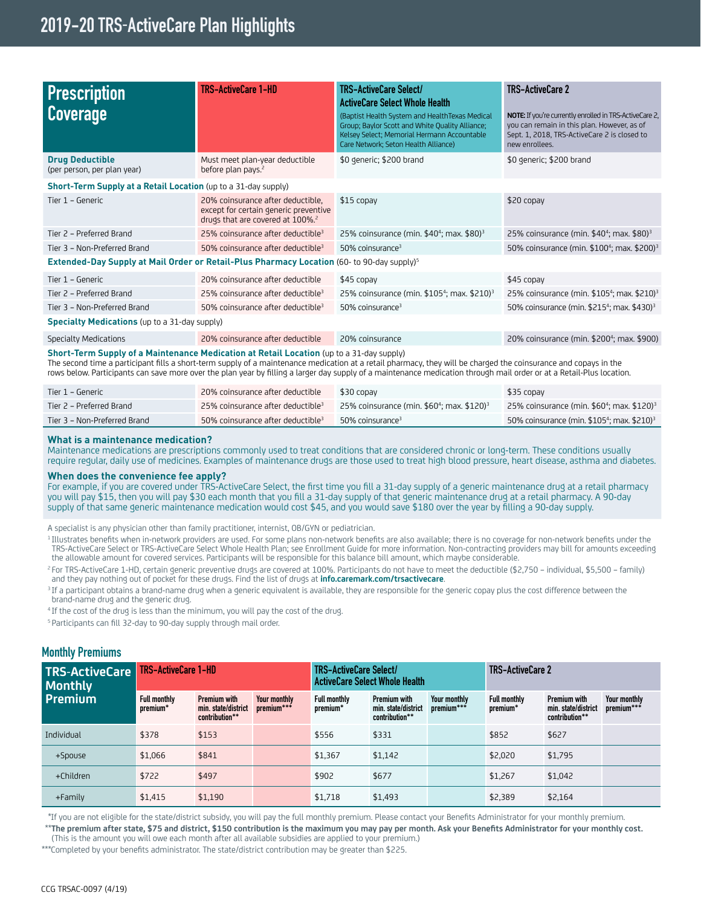# 2019–20 TRS-ActiveCare Plan Highlights

| Prescription Coverage | TRS-ActiveCare 1-HD | TRS-ActiveCare Select/ ActiveCare Select Whole Health (Baptist Health System and HealthTexas Medical Group; Baylor Scott and White Quality Alliance; Kelsey Select; Memorial Hermann Accountable Care Network; Seton Health Alliance) | TRS-ActiveCare 2 **NOTE:** If you're currently enrolled in TRS-ActiveCare 2, you can remain in this plan. However, as of Sept. 1, 2018, TRS-ActiveCare 2 is closed to new enrollees. |
|---|---|---|---|
| **Drug Deductible** (per person, per plan year) | Must meet plan-year deductible before plan pays.[2] | $0 generic; $200 brand | $0 generic; $200 brand |
| **Short-Term Supply at a Retail Location** (up to a 31-day supply) | | | |
| Tier 1 – Generic | 20% coinsurance after deductible, except for certain generic preventive drugs that are covered at 100%.[2] | $15 copay | $20 copay |
| Tier 2 – Preferred Brand | 25% coinsurance after deductible[3] | 25% coinsurance (min. $40[4]; max. $80)[3] | 25% coinsurance (min. $40[4]; max. $80)[3] |
| Tier 3 – Non-Preferred Brand | 50% coinsurance after deductible[3] | 50% coinsurance[3] | 50% coinsurance (min. $100[4]; max. $200)[3] |
| **Extended-Day Supply at Mail Order or Retail-Plus Pharmacy Location** (60- to 90-day supply)[5] | | | |
| Tier 1 – Generic | 20% coinsurance after deductible | $45 copay | $45 copay |
| Tier 2 – Preferred Brand | 25% coinsurance after deductible[3] | 25% coinsurance (min. $105[4]; max. $210)[3] | 25% coinsurance (min. $105[4]; max. $210)[3] |
| Tier 3 – Non-Preferred Brand | 50% coinsurance after deductible[3] | 50% coinsurance[3] | 50% coinsurance (min. $215[4]; max. $430)[3] |
| **Specialty Medications** (up to a 31-day supply) | | | |
| Specialty Medications | 20% coinsurance after deductible | 20% coinsurance | 20% coinsurance (min. $200[4]; max. $900) |
| **Short-Term Supply of a Maintenance Medication at Retail Location** (up to a 31-day supply) The second time a participant fills a short-term supply of a maintenance medication at a retail pharmacy, they will be charged the coinsurance and copays in the rows below. Participants can save more over the plan year by filling a larger day supply of a maintenance medication through mail order or at a Retail-Plus location. | | | |
| Tier 1 – Generic | 20% coinsurance after deductible | $30 copay | $35 copay |
| Tier 2 – Preferred Brand | 25% coinsurance after deductible[3] | 25% coinsurance (min. $60[4]; max. $120)[3] | 25% coinsurance (min. $60[4]; max. $120)[3] |
| Tier 3 – Non-Preferred Brand | 50% coinsurance after deductible[3] | 50% coinsurance[3] | 50% coinsurance (min. $105[4]; max. $210)[3] |

**What is a maintenance medication?**
Maintenance medications are prescriptions commonly used to treat conditions that are considered chronic or long-term. These conditions usually require regular, daily use of medicines. Examples of maintenance drugs are those used to treat high blood pressure, heart disease, asthma and diabetes.

**When does the convenience fee apply?**
For example, if you are covered under TRS-ActiveCare Select, the first time you fill a 31-day supply of a generic maintenance drug at a retail pharmacy you will pay $15, then you will pay $30 each month that you fill a 31-day supply of that generic maintenance drug at a retail pharmacy. A 90-day supply of that same generic maintenance medication would cost $45, and you would save $180 over the year by filling a 90-day supply.

A specialist is any physician other than family practitioner, internist, OB/GYN or pediatrician.

[1] Illustrates benefits when in-network providers are used. For some plans non-network benefits are also available; there is no coverage for non-network benefits under the TRS-ActiveCare Select or TRS-ActiveCare Select Whole Health Plan; see Enrollment Guide for more information. Non-contracting providers may bill for amounts exceeding the allowable amount for covered services. Participants will be responsible for this balance bill amount, which maybe considerable.

[2] For TRS-ActiveCare 1-HD, certain generic preventive drugs are covered at 100%. Participants do not have to meet the deductible ($2,750 – individual, $5,500 – family) and they pay nothing out of pocket for these drugs. Find the list of drugs at **info.caremark.com/trsactivecare**.

[3] If a participant obtains a brand-name drug when a generic equivalent is available, they are responsible for the generic copay plus the cost difference between the brand-name drug and the generic drug.

[4] If the cost of the drug is less than the minimum, you will pay the cost of the drug.

[5] Participants can fill 32-day to 90-day supply through mail order.

## Monthly Premiums

| TRS-ActiveCare Monthly Premium | TRS-ActiveCare 1-HD | | | TRS-ActiveCare Select/ ActiveCare Select Whole Health | | | TRS-ActiveCare 2 | | |
|---|---|---|---|---|---|---|---|---|---|
| | Full monthly premium* | Premium with min. state/district contribution** | Your monthly premium*** | Full monthly premium* | Premium with min. state/district contribution** | Your monthly premium*** | Full monthly premium* | Premium with min. state/district contribution** | Your monthly premium*** |
| Individual | $378 | $153 | | $556 | $331 | | $852 | $627 | |
| +Spouse | $1,066 | $841 | | $1,367 | $1,142 | | $2,020 | $1,795 | |
| +Children | $722 | $497 | | $902 | $677 | | $1,267 | $1,042 | |
| +Family | $1,415 | $1,190 | | $1,718 | $1,493 | | $2,389 | $2,164 | |

*If you are not eligible for the state/district subsidy, you will pay the full monthly premium. Please contact your Benefits Administrator for your monthly premium.

****The premium after state, $75 and district, $150 contribution is the maximum you may pay per month. Ask your Benefits Administrator for your monthly cost.** (This is the amount you will owe each month after all available subsidies are applied to your premium.)

***Completed by your benefits administrator. The state/district contribution may be greater than $225.

CCG TRSAC-0097 (4/19)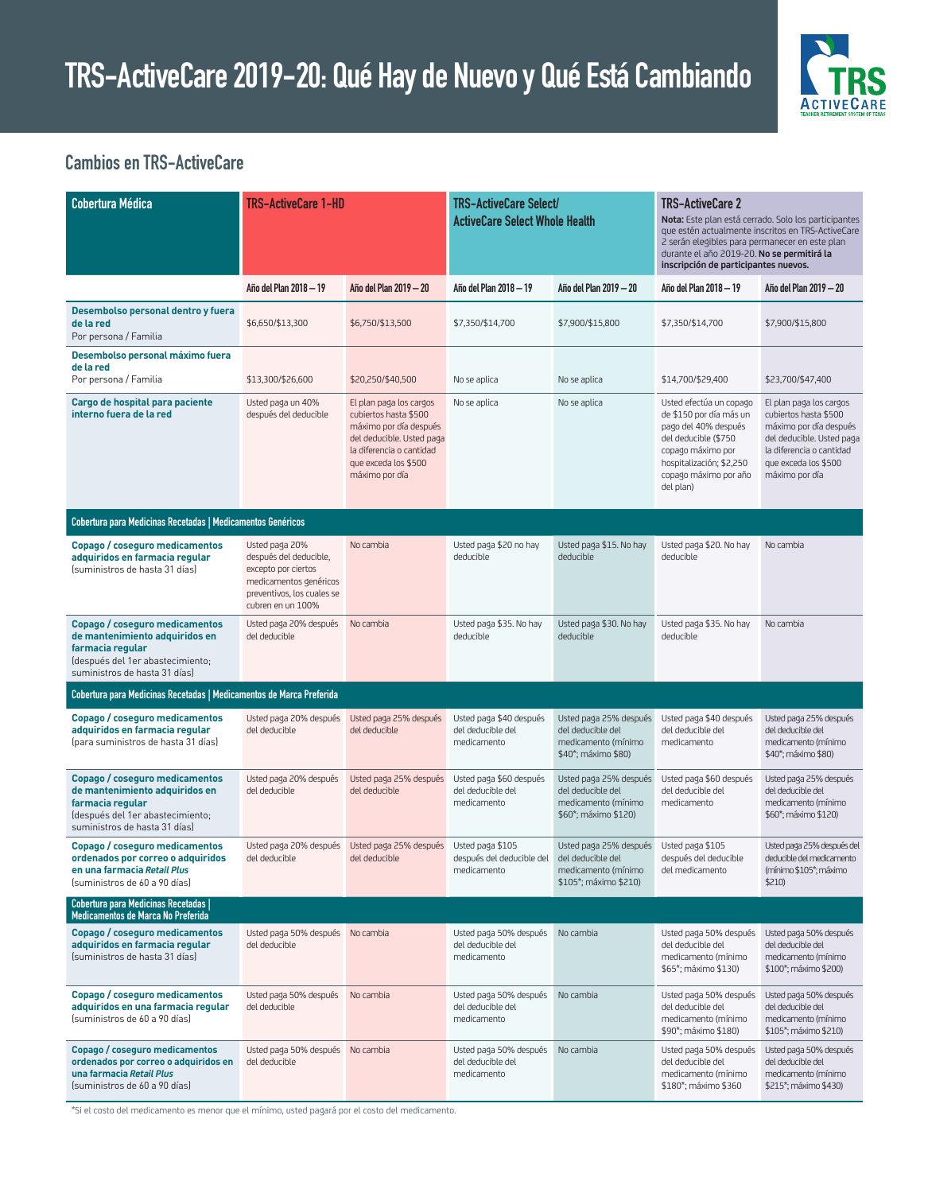# TRS-ActiveCare 2019-20: Qué Hay de Nuevo y Qué Está Cambiando

## Cambios en TRS-ActiveCare

| Cobertura Médica | TRS-ActiveCare 1-HD | | TRS-ActiveCare Select/ ActiveCare Select Whole Health | | TRS-ActiveCare 2 **Nota:** Este plan está cerrado. Solo los participantes que estén actualmente inscritos en TRS-ActiveCare 2 serán elegibles para permanecer en este plan durante el año 2019-20. **No se permitirá la inscripción de participantes nuevos.** | |
|---|---|---|---|---|---|---|
| | Año del Plan 2018 – 19 | Año del Plan 2019 – 20 | Año del Plan 2018 – 19 | Año del Plan 2019 – 20 | Año del Plan 2018 – 19 | Año del Plan 2019 – 20 |
| **Desembolso personal dentro y fuera de la red** Por persona / Familia | $6,650/$13,300 | $6,750/$13,500 | $7,350/$14,700 | $7,900/$15,800 | $7,350/$14,700 | $7,900/$15,800 |
| **Desembolso personal máximo fuera de la red** Por persona / Familia | $13,300/$26,600 | $20,250/$40,500 | No se aplica | No se aplica | $14,700/$29,400 | $23,700/$47,400 |
| **Cargo de hospital para paciente interno fuera de la red** | Usted paga un 40% después del deducible | El plan paga los cargos cubiertos hasta $500 máximo por día después del deducible. Usted paga la diferencia o cantidad que exceda los $500 máximo por día | No se aplica | No se aplica | Usted efectúa un copago de $150 por día más un pago del 40% después del deducible ($750 copago máximo por hospitalización; $2,250 copago máximo por año del plan) | El plan paga los cargos cubiertos hasta $500 máximo por día después del deducible. Usted paga la diferencia o cantidad que exceda los $500 máximo por día |
| **Cobertura para Medicinas Recetadas \| Medicamentos Genéricos** | | | | | | |
| **Copago / coseguro medicamentos adquiridos en farmacia regular** (suministros de hasta 31 días) | Usted paga 20% después del deducible, excepto por ciertos medicamentos genéricos preventivos, los cuales se cubren en un 100% | No cambia | Usted paga $20 no hay deducible | Usted paga $15. No hay deducible | Usted paga $20. No hay deducible | No cambia |
| **Copago / coseguro medicamentos de mantenimiento adquiridos en farmacia regular** (después del 1er abastecimiento; suministros de hasta 31 días) | Usted paga 20% después del deducible | No cambia | Usted paga $35. No hay deducible | Usted paga $30. No hay deducible | Usted paga $35. No hay deducible | No cambia |
| **Cobertura para Medicinas Recetadas \| Medicamentos de Marca Preferida** | | | | | | |
| **Copago / coseguro medicamentos adquiridos en farmacia regular** (para suministros de hasta 31 días) | Usted paga 20% después del deducible | Usted paga 25% después del deducible | Usted paga $40 después del deducible del medicamento | Usted paga 25% después del deducible del medicamento (mínimo $40*; máximo $80) | Usted paga $40 después del deducible del medicamento | Usted paga 25% después del deducible del medicamento (mínimo $40*; máximo $80) |
| **Copago / coseguro medicamentos de mantenimiento adquiridos en farmacia regular** (después del 1er abastecimiento; suministros de hasta 31 días) | Usted paga 20% después del deducible | Usted paga 25% después del deducible | Usted paga $60 después del deducible del medicamento | Usted paga 25% después del deducible del medicamento (mínimo $60*; máximo $120) | Usted paga $60 después del deducible del medicamento | Usted paga 25% después del deducible del medicamento (mínimo $60*; máximo $120) |
| **Copago / coseguro medicamentos ordenados por correo o adquiridos en una farmacia *Retail Plus*** (suministros de 60 a 90 días) | Usted paga 20% después del deducible | Usted paga 25% después del deducible | Usted paga $105 después del deducible del medicamento | Usted paga 25% después del deducible del medicamento (mínimo $105*; máximo $210) | Usted paga $105 después del deducible del medicamento | Usted paga 25% después del deducible del medicamento (mínimo $105*; máximo $210) |
| **Cobertura para Medicinas Recetadas \| Medicamentos de Marca No Preferida** | | | | | | |
| **Copago / coseguro medicamentos adquiridos en farmacia regular** (suministros de hasta 31 días) | Usted paga 50% después del deducible | No cambia | Usted paga 50% después del deducible del medicamento | No cambia | Usted paga 50% después del deducible del medicamento (mínimo $65*; máximo $130) | Usted paga 50% después del deducible del medicamento (mínimo $100*; máximo $200) |
| **Copago / coseguro medicamentos adquiridos en una farmacia regular** (suministros de 60 a 90 días) | Usted paga 50% después del deducible | No cambia | Usted paga 50% después del deducible del medicamento | No cambia | Usted paga 50% después del deducible del medicamento (mínimo $90*; máximo $180) | Usted paga 50% después del deducible del medicamento (mínimo $105*; máximo $210) |
| **Copago / coseguro medicamentos ordenados por correo o adquiridos en una farmacia *Retail Plus*** (suministros de 60 a 90 días) | Usted paga 50% después del deducible | No cambia | Usted paga 50% después del deducible del medicamento | No cambia | Usted paga 50% después del deducible del medicamento (mínimo $180*; máximo $360 | Usted paga 50% después del deducible del medicamento (mínimo $215*; máximo $430) |

*Si el costo del medicamento es menor que el mínimo, usted pagará por el costo del medicamento.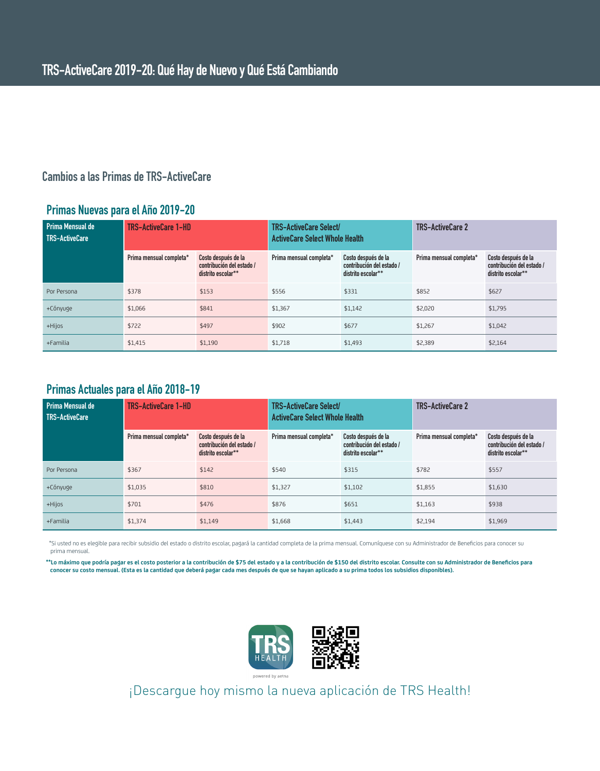# TRS-ActiveCare 2019-20: Qué Hay de Nuevo y Qué Está Cambiando

## Cambios a las Primas de TRS-ActiveCare

### Primas Nuevas para el Año 2019-20

| Prima Mensual de TRS-ActiveCare | TRS-ActiveCare 1-HD | | TRS-ActiveCare Select/ ActiveCare Select Whole Health | | TRS-ActiveCare 2 | |
|---|---|---|---|---|---|---|
| | Prima mensual completa* | Costo después de la contribución del estado / distrito escolar** | Prima mensual completa* | Costo después de la contribución del estado / distrito escolar** | Prima mensual completa* | Costo después de la contribución del estado / distrito escolar** |
| Por Persona | $378 | $153 | $556 | $331 | $852 | $627 |
| +Cónyuge | $1,066 | $841 | $1,367 | $1,142 | $2,020 | $1,795 |
| +Hijos | $722 | $497 | $902 | $677 | $1,267 | $1,042 |
| +Familia | $1,415 | $1,190 | $1,718 | $1,493 | $2,389 | $2,164 |

### Primas Actuales para el Año 2018-19

| Prima Mensual de TRS-ActiveCare | TRS-ActiveCare 1-HD | | TRS-ActiveCare Select/ ActiveCare Select Whole Health | | TRS-ActiveCare 2 | |
|---|---|---|---|---|---|---|
| | Prima mensual completa* | Costo después de la contribución del estado / distrito escolar** | Prima mensual completa* | Costo después de la contribución del estado / distrito escolar** | Prima mensual completa* | Costo después de la contribución del estado / distrito escolar** |
| Por Persona | $367 | $142 | $540 | $315 | $782 | $557 |
| +Cónyuge | $1,035 | $810 | $1,327 | $1,102 | $1,855 | $1,630 |
| +Hijos | $701 | $476 | $876 | $651 | $1,163 | $938 |
| +Familia | $1,374 | $1,149 | $1,668 | $1,443 | $2,194 | $1,969 |

*Si usted no es elegible para recibir subsidio del estado o distrito escolar, pagará la cantidad completa de la prima mensual. Comuníquese con su Administrador de Beneficios para conocer su prima mensual.

**Lo máximo que podría pagar es el costo posterior a la contribución de $75 del estado y a la contribución de $150 del distrito escolar. Consulte con su Administrador de Beneficios para conocer su costo mensual. (Esta es la cantidad que deberá pagar cada mes después de que se hayan aplicado a su prima todos los subsidios disponibles).**

¡Descargue hoy mismo la nueva aplicación de TRS Health!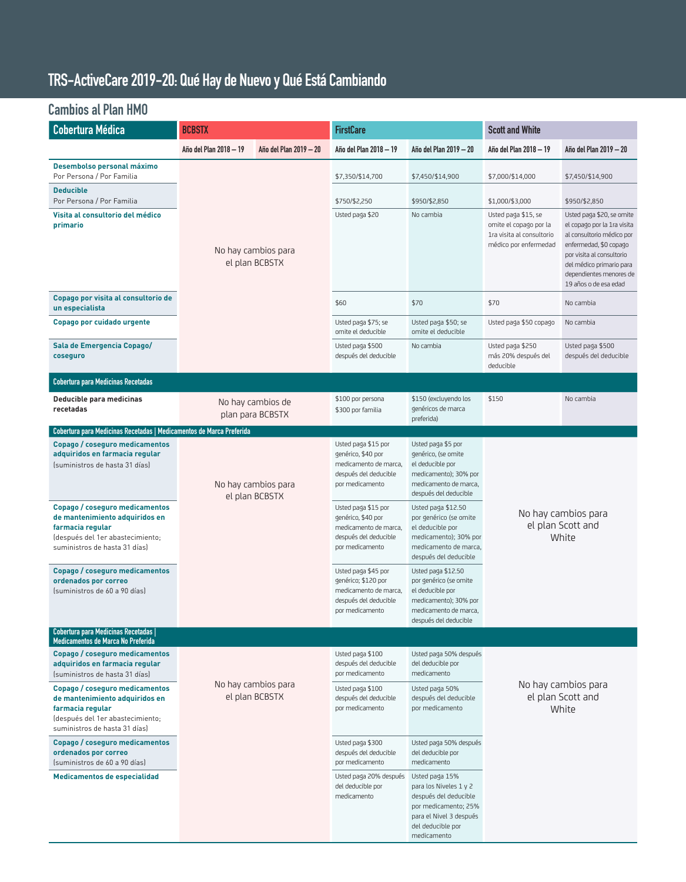# TRS-ActiveCare 2019-20: Qué Hay de Nuevo y Qué Está Cambiando

## Cambios al Plan HMO

| Cobertura Médica | BCBSTX | | FirstCare | | Scott and White | |
|---|---|---|---|---|---|---|
| | Año del Plan 2018 – 19 | Año del Plan 2019 – 20 | Año del Plan 2018 – 19 | Año del Plan 2019 – 20 | Año del Plan 2018 – 19 | Año del Plan 2019 – 20 |
| **Desembolso personal máximo** Por Persona / Por Familia | No hay cambios para el plan BCBSTX | | $7,350/$14,700 | $7,450/$14,900 | $7,000/$14,000 | $7,450/$14,900 |
| **Deducible** Por Persona / Por Familia | | | $750/$2,250 | $950/$2,850 | $1,000/$3,000 | $950/$2,850 |
| **Visita al consultorio del médico primario** | | | Usted paga $20 | No cambia | Usted paga $15, se omite el copago por la 1ra visita al consultorio médico por enfermedad | Usted paga $20, se omite el copago por la 1ra visita al consultorio médico por enfermedad, $0 copago por visita al consultorio del médico primario para dependientes menores de 19 años o de esa edad |
| **Copago por visita al consultorio de un especialista** | | | $60 | $70 | $70 | No cambia |
| **Copago por cuidado urgente** | | | Usted paga $75; se omite el deducible | Usted paga $50; se omite el deducible | Usted paga $50 copago | No cambia |
| **Sala de Emergencia Copago/ coseguro** | | | Usted paga $500 después del deducible | No cambia | Usted paga $250 más 20% después del deducible | Usted paga $500 después del deducible |
| **Cobertura para Medicinas Recetadas** | | | | | | |
| **Deducible para medicinas recetadas** | No hay cambios de plan para BCBSTX | | $100 por persona $300 por familia | $150 (excluyendo los genéricos de marca preferida) | $150 | No cambia |
| **Cobertura para Medicinas Recetadas \| Medicamentos de Marca Preferida** | | | | | | |
| **Copago / coseguro medicamentos adquiridos en farmacia regular** (suministros de hasta 31 días) | No hay cambios para el plan BCBSTX | | Usted paga $15 por genérico, $40 por medicamento de marca, después del deducible por medicamento | Usted paga $5 por genérico, (se omite el deducible por medicamento); 30% por medicamento de marca, después del deducible | No hay cambios para el plan Scott and White | |
| **Copago / coseguro medicamentos de mantenimiento adquiridos en farmacia regular** (después del 1er abastecimiento; suministros de hasta 31 días) | | | Usted paga $15 por genérico, $40 por medicamento de marca, después del deducible por medicamento | Usted paga $12.50 por genérico (se omite el deducible por medicamento); 30% por medicamento de marca, después del deducible | | |
| **Copago / coseguro medicamentos ordenados por correo** (suministros de 60 a 90 días) | | | Usted paga $45 por genérico; $120 por medicamento de marca, después del deducible por medicamento | Usted paga $12.50 por genérico (se omite el deducible por medicamento); 30% por medicamento de marca, después del deducible | | |
| **Cobertura para Medicinas Recetadas \| Medicamentos de Marca No Preferida** | | | | | | |
| **Copago / coseguro medicamentos adquiridos en farmacia regular** (suministros de hasta 31 días) | No hay cambios para el plan BCBSTX | | Usted paga $100 después del deducible por medicamento | Usted paga 50% después del deducible por medicamento | No hay cambios para el plan Scott and White | |
| **Copago / coseguro medicamentos de mantenimiento adquiridos en farmacia regular** (después del 1er abastecimiento; suministros de hasta 31 días) | | | Usted paga $100 después del deducible por medicamento | Usted paga 50% después del deducible por medicamento | | |
| **Copago / coseguro medicamentos ordenados por correo** (suministros de 60 a 90 días) | | | Usted paga $300 después del deducible por medicamento | Usted paga 50% después del deducible por medicamento | | |
| **Medicamentos de especialidad** | | | Usted paga 20% después del deducible por medicamento | Usted paga 15% para los Niveles 1 y 2 después del deducible por medicamento; 25% para el Nivel 3 después del deducible por medicamento | | |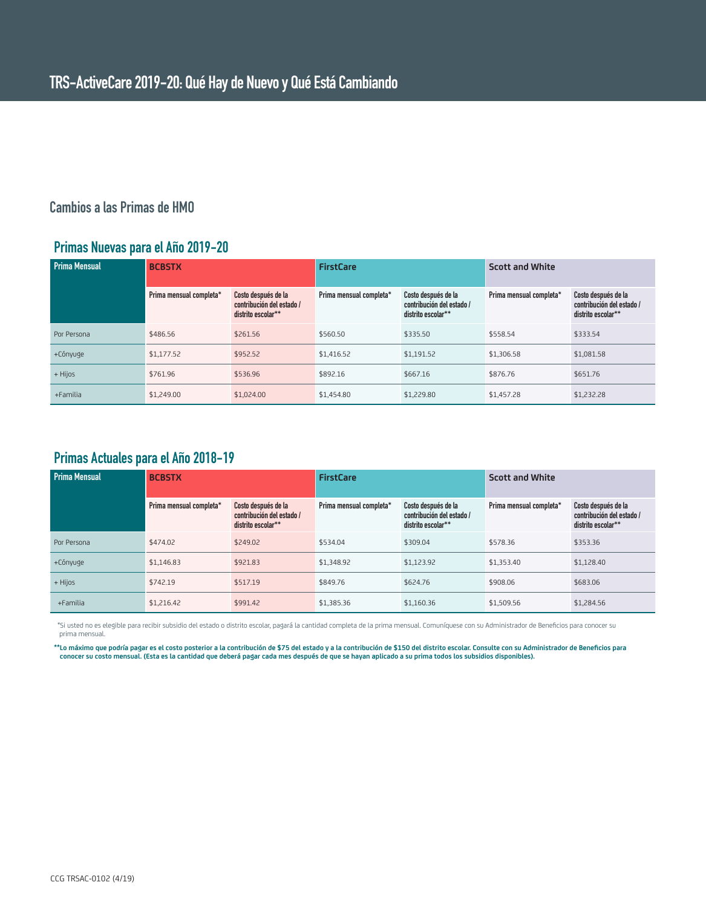# TRS-ActiveCare 2019-20: Qué Hay de Nuevo y Qué Está Cambiando

## Cambios a las Primas de HMO

### Primas Nuevas para el Año 2019-20

| Prima Mensual | BCBSTX | | FirstCare | | Scott and White | |
|---|---|---|---|---|---|---|
| | Prima mensual completa* | Costo después de la contribución del estado / distrito escolar** | Prima mensual completa* | Costo después de la contribución del estado / distrito escolar** | Prima mensual completa* | Costo después de la contribución del estado / distrito escolar** |
| Por Persona | $486.56 | $261.56 | $560.50 | $335.50 | $558.54 | $333.54 |
| +Cónyuge | $1,177.52 | $952.52 | $1,416.52 | $1,191.52 | $1,306.58 | $1,081.58 |
| + Hijos | $761.96 | $536.96 | $892.16 | $667.16 | $876.76 | $651.76 |
| +Familia | $1,249.00 | $1,024.00 | $1,454.80 | $1,229.80 | $1,457.28 | $1,232.28 |

### Primas Actuales para el Año 2018-19

| Prima Mensual | BCBSTX | | FirstCare | | Scott and White | |
|---|---|---|---|---|---|---|
| | Prima mensual completa* | Costo después de la contribución del estado / distrito escolar** | Prima mensual completa* | Costo después de la contribución del estado / distrito escolar** | Prima mensual completa* | Costo después de la contribución del estado / distrito escolar** |
| Por Persona | $474.02 | $249.02 | $534.04 | $309.04 | $578.36 | $353.36 |
| +Cónyuge | $1,146.83 | $921.83 | $1,348.92 | $1,123.92 | $1,353.40 | $1,128.40 |
| + Hijos | $742.19 | $517.19 | $849.76 | $624.76 | $908.06 | $683.06 |
| +Familia | $1,216.42 | $991.42 | $1,385.36 | $1,160.36 | $1,509.56 | $1,284.56 |

*Si usted no es elegible para recibir subsidio del estado o distrito escolar, pagará la cantidad completa de la prima mensual. Comuníquese con su Administrador de Beneficios para conocer su prima mensual.

**Lo máximo que podría pagar es el costo posterior a la contribución de $75 del estado y a la contribución de $150 del distrito escolar. Consulte con su Administrador de Beneficios para conocer su costo mensual. (Esta es la cantidad que deberá pagar cada mes después de que se hayan aplicado a su prima todos los subsidios disponibles).**

CCG TRSAC-0102 (4/19)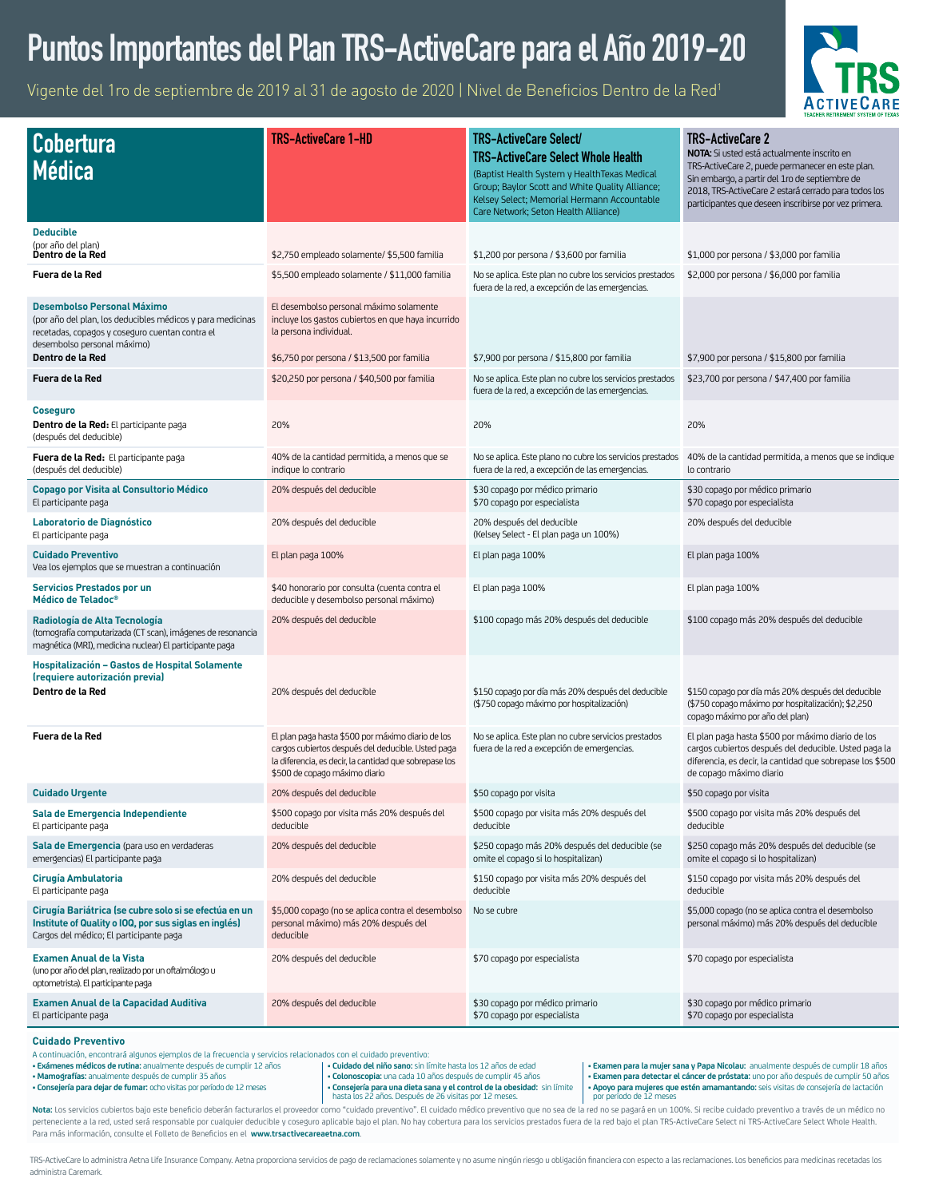# Puntos Importantes del Plan TRS-ActiveCare para el Año 2019-20

Vigente del 1ro de septiembre de 2019 al 31 de agosto de 2020 | Nivel de Beneficios Dentro de la Red[1]

| Cobertura Médica | TRS-ActiveCare 1-HD | TRS-ActiveCare Select/ TRS-ActiveCare Select Whole Health (Baptist Health System y HealthTexas Medical Group; Baylor Scott and White Quality Alliance; Kelsey Select; Memorial Hermann Accountable Care Network; Seton Health Alliance) | TRS-ActiveCare 2 **NOTA:** Si usted está actualmente inscrito en TRS-ActiveCare 2, puede permanecer en este plan. Sin embargo, a partir del 1ro de septiembre de 2018, TRS-ActiveCare 2 estará cerrado para todos los participantes que deseen inscribirse por vez primera. |
|---|---|---|---|
| **Deducible** (por año del plan) **Dentro de la Red** | $2,750 empleado solamente/ $5,500 familia | $1,200 por persona / $3,600 por familia | $1,000 por persona / $3,000 por familia |
| **Fuera de la Red** | $5,500 empleado solamente / $11,000 familia | No se aplica. Este plan no cubre los servicios prestados fuera de la red, a excepción de las emergencias. | $2,000 por persona / $6,000 por familia |
| **Desembolso Personal Máximo** (por año del plan, los deducibles médicos y para medicinas recetadas, copagos y coseguro cuentan contra el desembolso personal máximo) **Dentro de la Red** | El desembolso personal máximo solamente incluye los gastos cubiertos en que haya incurrido la persona individual. $6,750 por persona / $13,500 por familia | $7,900 por persona / $15,800 por familia | $7,900 por persona / $15,800 por familia |
| **Fuera de la Red** | $20,250 por persona / $40,500 por familia | No se aplica. Este plan no cubre los servicios prestados fuera de la red, a excepción de las emergencias. | $23,700 por persona / $47,400 por familia |
| **Coseguro** **Dentro de la Red:** El participante paga (después del deducible) | 20% | 20% | 20% |
| **Fuera de la Red:** El participante paga (después del deducible) | 40% de la cantidad permitida, a menos que se indique lo contrario | No se aplica. Este plano no cubre los servicios prestados fuera de la red, a excepción de las emergencias. | 40% de la cantidad permitida, a menos que se indique lo contrario |
| **Copago por Visita al Consultorio Médico** El participante paga | 20% después del deducible | $30 copago por médico primario $70 copago por especialista | $30 copago por médico primario $70 copago por especialista |
| **Laboratorio de Diagnóstico** El participante paga | 20% después del deducible | 20% después del deducible (Kelsey Select - El plan paga un 100%) | 20% después del deducible |
| **Cuidado Preventivo** Vea los ejemplos que se muestran a continuación | El plan paga 100% | El plan paga 100% | El plan paga 100% |
| **Servicios Prestados por un Médico de Teladoc®** | $40 honorario por consulta (cuenta contra el deducible y desembolso personal máximo) | El plan paga 100% | El plan paga 100% |
| **Radiología de Alta Tecnología** (tomografía computarizada (CT scan), imágenes de resonancia magnética (MRI), medicina nuclear) El participante paga | 20% después del deducible | $100 copago más 20% después del deducible | $100 copago más 20% después del deducible |
| **Hospitalización – Gastos de Hospital Solamente (requiere autorización previa)** **Dentro de la Red** | 20% después del deducible | $150 copago por día más 20% después del deducible ($750 copago máximo por hospitalización) | $150 copago por día más 20% después del deducible ($750 copago máximo por hospitalización); $2,250 copago máximo por año del plan) |
| **Fuera de la Red** | El plan paga hasta $500 por máximo diario de los cargos cubiertos después del deducible. Usted paga la diferencia, es decir, la cantidad que sobrepase los $500 de copago máximo diario | No se aplica. Este plan no cubre servicios prestados fuera de la red a excepción de emergencias. | El plan paga hasta $500 por máximo diario de los cargos cubiertos después del deducible. Usted paga la diferencia, es decir, la cantidad que sobrepase los $500 de copago máximo diario |
| **Cuidado Urgente** | 20% después del deducible | $50 copago por visita | $50 copago por visita |
| **Sala de Emergencia Independiente** El participante paga | $500 copago por visita más 20% después del deducible | $500 copago por visita más 20% después del deducible | $500 copago por visita más 20% después del deducible |
| **Sala de Emergencia** (para uso en verdaderas emergencias) El participante paga | 20% después del deducible | $250 copago más 20% después del deducible (se omite el copago si lo hospitalizan) | $250 copago más 20% después del deducible (se omite el copago si lo hospitalizan) |
| **Cirugía Ambulatoria** El participante paga | 20% después del deducible | $150 copago por visita más 20% después del deducible | $150 copago por visita más 20% después del deducible |
| **Cirugía Bariátrica (se cubre solo si se efectúa en un Institute of Quality o IOQ, por sus siglas en inglés)** Cargos del médico; El participante paga | $5,000 copago (no se aplica contra el desembolso personal máximo) más 20% después del deducible | No se cubre | $5,000 copago (no se aplica contra el desembolso personal máximo) más 20% después del deducible |
| **Examen Anual de la Vista** (uno por año del plan, realizado por un oftalmólogo u optometrista). El participante paga | 20% después del deducible | $70 copago por especialista | $70 copago por especialista |
| **Examen Anual de la Capacidad Auditiva** El participante paga | 20% después del deducible | $30 copago por médico primario $70 copago por especialista | $30 copago por médico primario $70 copago por especialista |

**Cuidado Preventivo**

A continuación, encontrará algunos ejemplos de la frecuencia y servicios relacionados con el cuidado preventivo:

- **Exámenes médicos de rutina:** anualmente después de cumplir 12 años
- **Mamografías:** anualmente después de cumplir 35 años
- **Consejería para dejar de fumar:** ocho visitas por período de 12 meses
- **Cuidado del niño sano:** sin límite hasta los 12 años de edad
- **Colonoscopia:** una cada 10 años después de cumplir 45 años
- **Consejería para una dieta sana y el control de la obesidad:** sin límite hasta los 22 años. Después de 26 visitas por 12 meses.
- **Examen para la mujer sana y Papa Nicolau:** anualmente después de cumplir 18 años
- **Examen para detectar el cáncer de próstata:** uno por año después de cumplir 50 años
- **Apoyo para mujeres que estén amamantando:** seis visitas de consejería de lactación por período de 12 meses

**Nota:** Los servicios cubiertos bajo este beneficio deberán facturarlos el proveedor como "cuidado preventivo". El cuidado médico preventivo que no sea de la red no se pagará en un 100%. Si recibe cuidado preventivo a través de un médico no perteneciente a la red, usted será responsable por cualquier deducible y coseguro aplicable bajo el plan. No hay cobertura para los servicios prestados fuera de la red bajo el plan TRS-ActiveCare Select ni TRS-ActiveCare Select Whole Health. Para más información, consulte el Folleto de Beneficios en el **www.trsactivecareaetna.com**.

TRS-ActiveCare lo administra Aetna Life Insurance Company. Aetna proporciona servicios de pago de reclamaciones solamente y no asume ningún riesgo u obligación financiera con espesto a las reclamaciones. Los beneficios para medicinas recetadas las administra Caremark.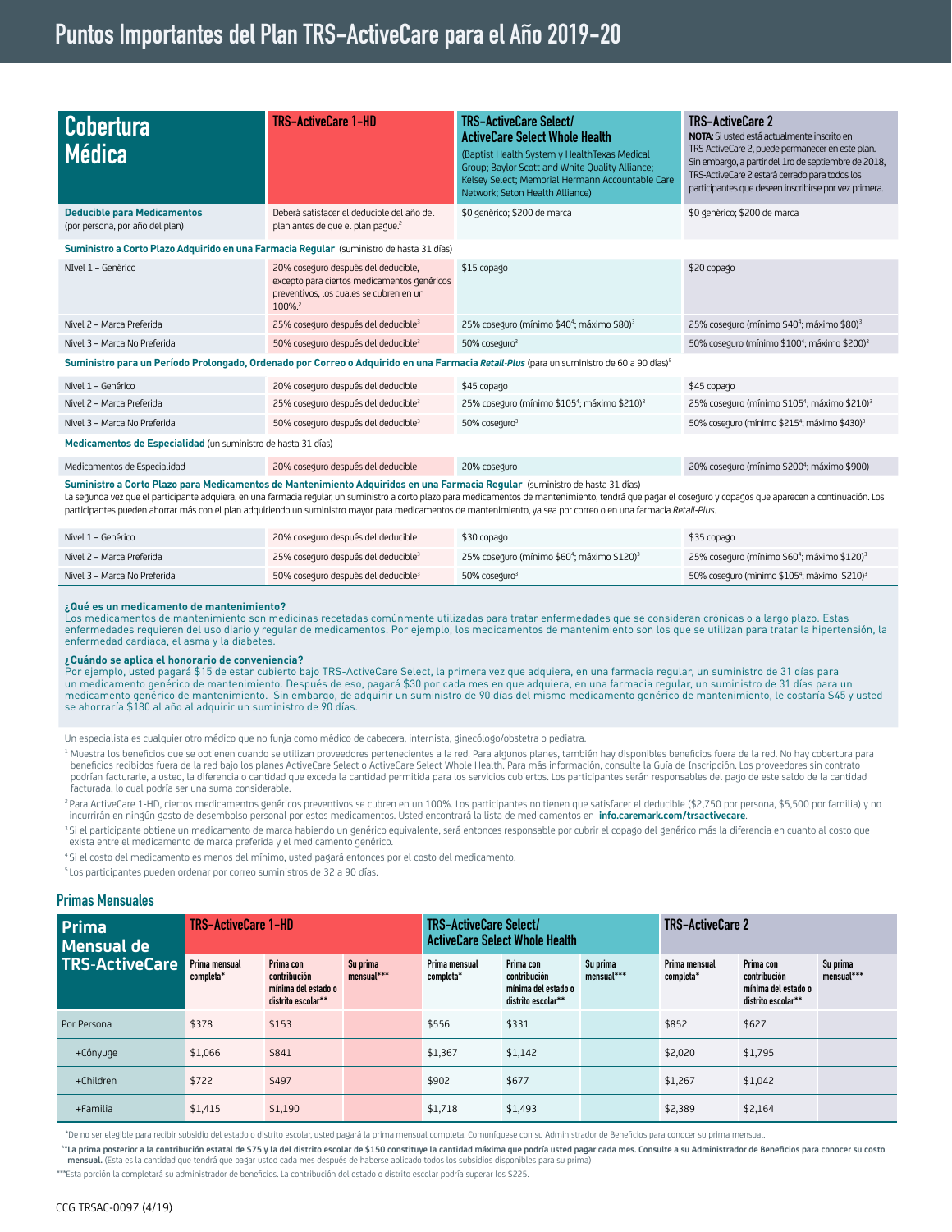# Puntos Importantes del Plan TRS-ActiveCare para el Año 2019-20

| Cobertura Médica | TRS-ActiveCare 1-HD | TRS-ActiveCare Select/ ActiveCare Select Whole Health (Baptist Health System y HealthTexas Medical Group; Baylor Scott and White Quality Alliance; Kelsey Select; Memorial Hermann Accountable Care Network; Seton Health Alliance) | TRS-ActiveCare 2 **NOTA:** Si usted está actualmente inscrito en TRS-ActiveCare 2, puede permanecer en este plan. Sin embargo, a partir del 1ro de septiembre de 2018, TRS-ActiveCare 2 estará cerrado para todos los participantes que deseen inscribirse por vez primera. |
|---|---|---|---|
| **Deducible para Medicamentos** (por persona, por año del plan) | Deberá satisfacer el deducible del año del plan antes de que el plan pague.[2] | $0 genérico; $200 de marca | $0 genérico; $200 de marca |
| **Suministro a Corto Plazo Adquirido en una Farmacia Regular** (suministro de hasta 31 días) | | | |
| NIvel 1 – Genérico | 20% coseguro después del deducible, excepto para ciertos medicamentos genéricos preventivos, los cuales se cubren en un 100%.[2] | $15 copago | $20 copago |
| Nivel 2 – Marca Preferida | 25% coseguro después del deducible[3] | 25% coseguro (mínimo $40[4]; máximo $80)[3] | 25% coseguro (mínimo $40[4]; máximo $80)[3] |
| Nivel 3 – Marca No Preferida | 50% coseguro después del deducible[3] | 50% coseguro[3] | 50% coseguro (mínimo $100[4]; máximo $200)[3] |
| **Suministro para un Período Prolongado, Ordenado por Correo o Adquirido en una Farmacia *Retail-Plus*** (para un suministro de 60 a 90 días)[5] | | | |
| Nivel 1 – Genérico | 20% coseguro después del deducible | $45 copago | $45 copago |
| Nivel 2 – Marca Preferida | 25% coseguro después del deducible[3] | 25% coseguro (mínimo $105[4]; máximo $210)[3] | 25% coseguro (mínimo $105[4]; máximo $210)[3] |
| Nivel 3 – Marca No Preferida | 50% coseguro después del deducible[3] | 50% coseguro[3] | 50% coseguro (mínimo $215[4]; máximo $430)[3] |
| **Medicamentos de Especialidad** (un suministro de hasta 31 días) | | | |
| Medicamentos de Especialidad | 20% coseguro después del deducible | 20% coseguro | 20% coseguro (mínimo $200[4]; máximo $900) |
| **Suministro a Corto Plazo para Medicamentos de Mantenimiento Adquiridos en una Farmacia Regular** (suministro de hasta 31 días) La segunda vez que el participante adquiera, en una farmacia regular, un suministro a corto plazo para medicamentos de mantenimiento, tendrá que pagar el coseguro y copagos que aparecen a continuación. Los participantes pueden ahorrar más con el plan adquiriendo un suministro mayor para medicamentos de mantenimiento, ya sea por correo o en una farmacia *Retail-Plus*. | | | |
| Nivel 1 – Genérico | 20% coseguro después del deducible | $30 copago | $35 copago |
| Nivel 2 – Marca Preferida | 25% coseguro después del deducible[3] | 25% coseguro (mínimo $60[4]; máximo $120)[3] | 25% coseguro (mínimo $60[4]; máximo $120)[3] |
| Nivel 3 – Marca No Preferida | 50% coseguro después del deducible[3] | 50% coseguro[3] | 50% coseguro (mínimo $105[4]; máximo $210)[3] |

**¿Qué es un medicamento de mantenimiento?**
Los medicamentos de mantenimiento son medicinas recetadas comúnmente utilizadas para tratar enfermedades que se consideran crónicas o a largo plazo. Estas enfermedades requieren del uso diario y regular de medicamentos. Por ejemplo, los medicamentos de mantenimiento son los que se utilizan para tratar la hipertensión, la enfermedad cardiaca, el asma y la diabetes.

**¿Cuándo se aplica el honorario de conveniencia?**
Por ejemplo, usted pagará $15 de estar cubierto bajo TRS-ActiveCare Select, la primera vez que adquiera, en una farmacia regular, un suministro de 31 días para un medicamento genérico de mantenimiento. Después de eso, pagará $30 por cada mes en que adquiera, en una farmacia regular, un suministro de 31 días para un medicamento genérico de mantenimiento. Sin embargo, de adquirir un suministro de 90 días del mismo medicamento genérico de mantenimiento, le costaría $45 y usted se ahorraría $180 al año al adquirir un suministro de 90 días.

Un especialista es cualquier otro médico que no funja como médico de cabecera, internista, ginecólogo/obstetra o pediatra.

[1] Muestra los beneficios que se obtienen cuando se utilizan proveedores pertenecientes a la red. Para algunos planes, también hay disponibles beneficios fuera de la red. No hay cobertura para beneficios recibidos fuera de la red bajo los planes ActiveCare Select o ActiveCare Select Whole Health. Para más información, consulte la Guía de Inscripción. Los proveedores sin contrato podrían facturarle, a usted, la diferencia o cantidad que exceda la cantidad permitida para los servicios cubiertos. Los participantes serán responsables del pago de este saldo de la cantidad facturada, lo cual podría ser una suma considerable.

[2] Para ActiveCare 1-HD, ciertos medicamentos genéricos preventivos se cubren en un 100%. Los participantes no tienen que satisfacer el deducible ($2,750 por persona, $5,500 por familia) y no incurrirán en ningún gasto de desembolso personal por estos medicamentos. Usted encontrará la lista de medicamentos en **info.caremark.com/trsactivecare**.

[3] Si el participante obtiene un medicamento de marca habiendo un genérico equivalente, será entonces responsable por cubrir el copago del genérico más la diferencia en cuanto al costo que exista entre el medicamento de marca preferida y el medicamento genérico.

[4] Si el costo del medicamento es menos del mínimo, usted pagará entonces por el costo del medicamento.

[5] Los participantes pueden ordenar por correo suministros de 32 a 90 días.

## Primas Mensuales

| Prima Mensual de TRS-ActiveCare | TRS-ActiveCare 1-HD | | | TRS-ActiveCare Select/ ActiveCare Select Whole Health | | | TRS-ActiveCare 2 | | |
|---|---|---|---|---|---|---|---|---|---|
| | Prima mensual completa* | Prima con contribución mínima del estado o distrito escolar** | Su prima mensual*** | Prima mensual completa* | Prima con contribución mínima del estado o distrito escolar** | Su prima mensual*** | Prima mensual completa* | Prima con contribución mínima del estado o distrito escolar** | Su prima mensual*** |
| Por Persona | $378 | $153 | | $556 | $331 | | $852 | $627 | |
| +Cónyuge | $1,066 | $841 | | $1,367 | $1,142 | | $2,020 | $1,795 | |
| +Children | $722 | $497 | | $902 | $677 | | $1,267 | $1,042 | |
| +Familia | $1,415 | $1,190 | | $1,718 | $1,493 | | $2,389 | $2,164 | |

*De no ser elegible para recibir subsidio del estado o distrito escolar, usted pagará la prima mensual completa. Comuníquese con su Administrador de Beneficios para conocer su prima mensual.

**La prima posterior a la contribución estatal de $75 y la del distrito escolar de $150 constituye la cantidad máxima que podría usted pagar cada mes. Consulte a su Administrador de Beneficios para conocer su costo mensual.** (Esta es la cantidad que tendrá que pagar usted cada mes después de haberse aplicado todos los subsidios disponibles para su prima)

***Esta porción la completará su administrador de beneficios. La contribución del estado o distrito escolar podría superar los $225.

CCG TRSAC-0097 (4/19)